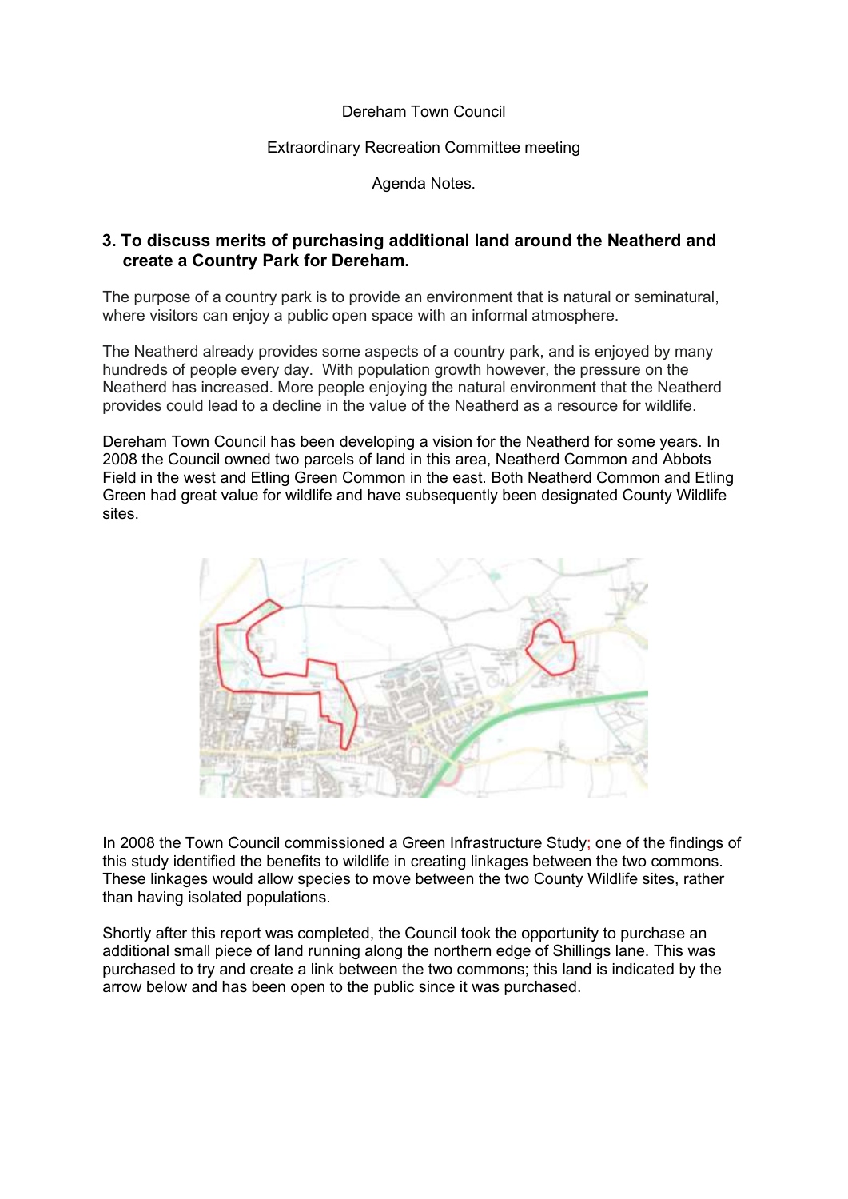Dereham Town Council

Extraordinary Recreation Committee meeting

Agenda Notes.

### 3. To discuss merits of purchasing additional land around the Neatherd and create a Country Park for Dereham.

The purpose of a country park is to provide an environment that is natural or seminatural, where visitors can enjoy a public open space with an informal atmosphere.

The Neatherd already provides some aspects of a country park, and is enjoyed by many hundreds of people every day. With population growth however, the pressure on the Neatherd has increased. More people enjoying the natural environment that the Neatherd provides could lead to a decline in the value of the Neatherd as a resource for wildlife.

Dereham Town Council has been developing a vision for the Neatherd for some years. In 2008 the Council owned two parcels of land in this area, Neatherd Common and Abbots Field in the west and Etling Green Common in the east. Both Neatherd Common and Etling Green had great value for wildlife and have subsequently been designated County Wildlife sites.

In 2008 the Town Council commissioned a Green Infrastructure Study; one of the findings of this study identified the benefits to wildlife in creating linkages between the two commons. These linkages would allow species to move between the two County Wildlife sites, rather than having isolated populations.

Shortly after this report was completed, the Council took the opportunity to purchase an additional small piece of land running along the northern edge of Shillings lane. This was purchased to try and create a link between the two commons; this land is indicated by the arrow below and has been open to the public since it was purchased.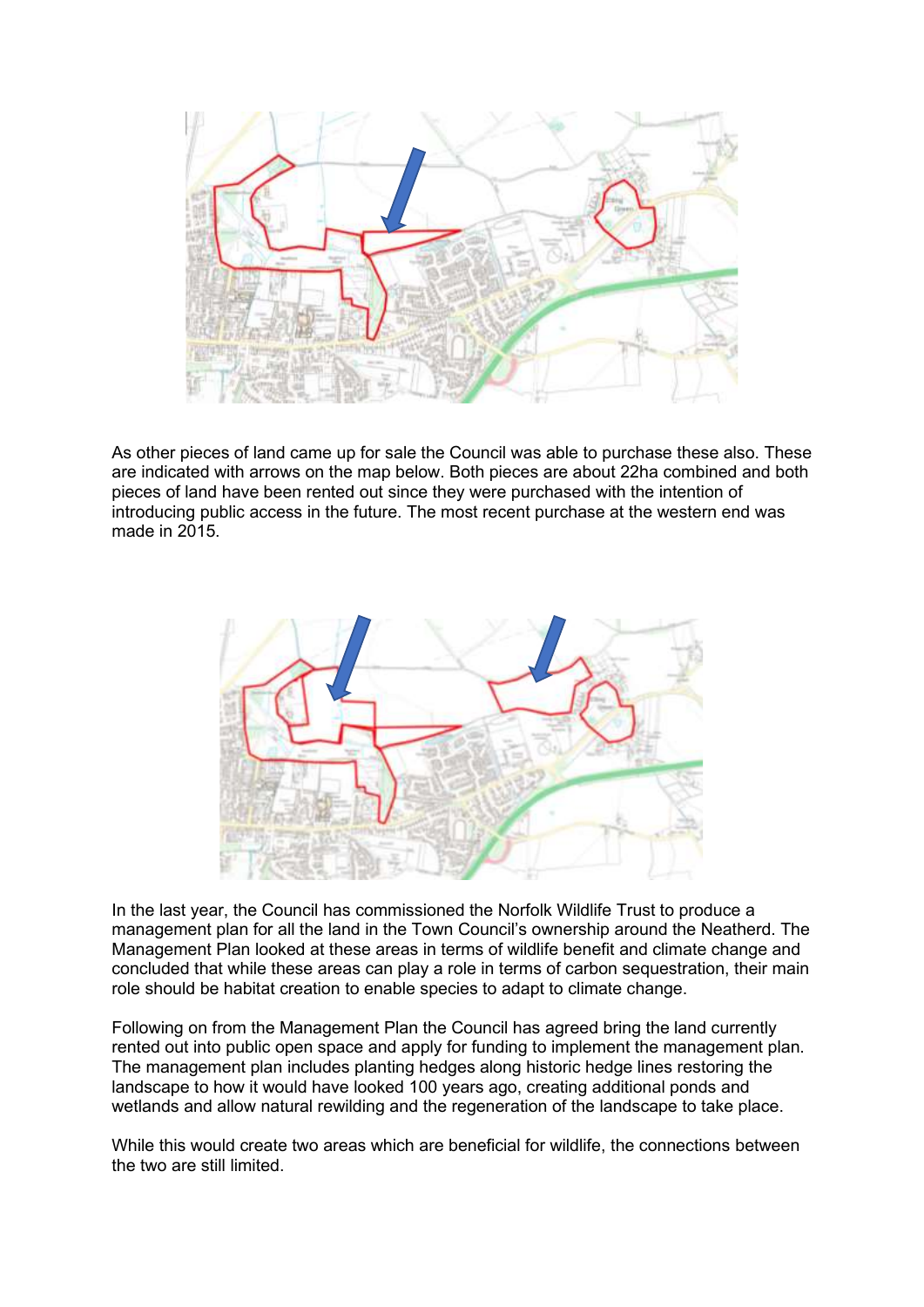As other pieces of land came up for sale the Council was able to purchase these also. These are indicated with arrows on the map below. Both pieces are about 22ha combined and both pieces of land have been rented out since they were purchased with the intention of introducing public access in the future. The most recent purchase at the western end was made in 2015.

In the last year, the Council has commissioned the Norfolk Wildlife Trust to produce a management plan for all the land in the Town Council's ownership around the Neatherd. The Management Plan looked at these areas in terms of wildlife benefit and climate change and concluded that while these areas can play a role in terms of carbon sequestration, their main role should be habitat creation to enable species to adapt to climate change.

Following on from the Management Plan the Council has agreed bring the land currently rented out into public open space and apply for funding to implement the management plan. The management plan includes planting hedges along historic hedge lines restoring the landscape to how it would have looked 100 years ago, creating additional ponds and wetlands and allow natural rewilding and the regeneration of the landscape to take place.

While this would create two areas which are beneficial for wildlife, the connections between the two are still limited.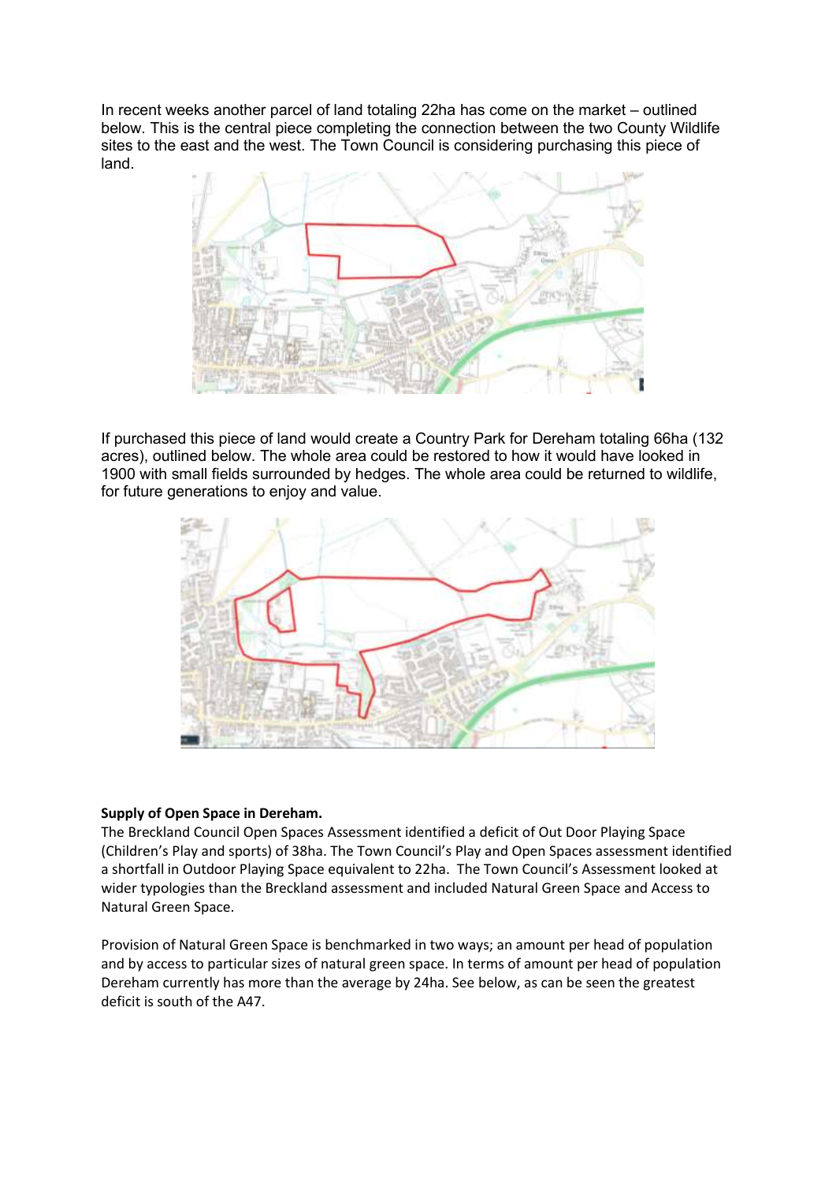In recent weeks another parcel of land totaling 22ha has come on the market – outlined below. This is the central piece completing the connection between the two County Wildlife sites to the east and the west. The Town Council is considering purchasing this piece of land.

If purchased this piece of land would create a Country Park for Dereham totaling 66ha (132 acres), outlined below. The whole area could be restored to how it would have looked in 1900 with small fields surrounded by hedges. The whole area could be returned to wildlife, for future generations to enjoy and value.

**Supply of Open Space in Dereham.**

The Breckland Council Open Spaces Assessment identified a deficit of Out Door Playing Space (Children's Play and sports) of 38ha. The Town Council's Play and Open Spaces assessment identified a shortfall in Outdoor Playing Space equivalent to 22ha. The Town Council's Assessment looked at wider typologies than the Breckland assessment and included Natural Green Space and Access to Natural Green Space.

Provision of Natural Green Space is benchmarked in two ways; an amount per head of population and by access to particular sizes of natural green space. In terms of amount per head of population Dereham currently has more than the average by 24ha. See below, as can be seen the greatest deficit is south of the A47.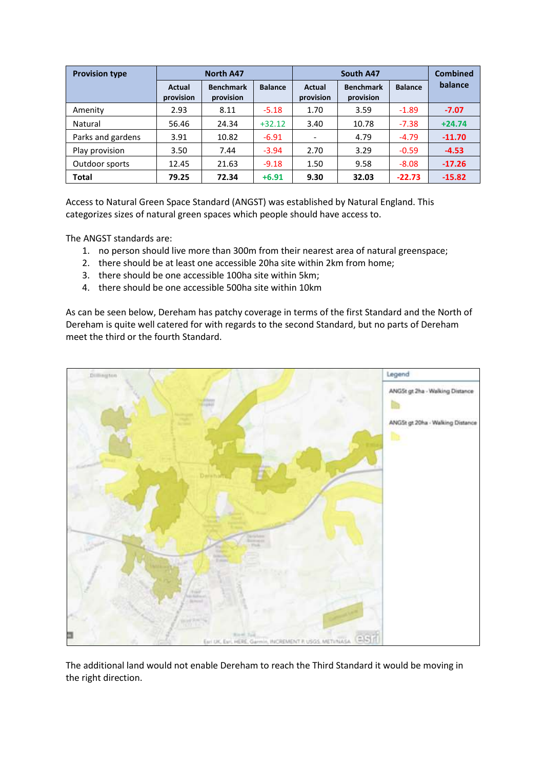| Provision type | North A47 | | | South A47 | | | Combined balance |
|---|---|---|---|---|---|---|---|
| | Actual provision | Benchmark provision | Balance | Actual provision | Benchmark provision | Balance | |
| Amenity | 2.93 | 8.11 | -5.18 | 1.70 | 3.59 | -1.89 | **-7.07** |
| Natural | 56.46 | 24.34 | +32.12 | 3.40 | 10.78 | -7.38 | **+24.74** |
| Parks and gardens | 3.91 | 10.82 | -6.91 | - | 4.79 | -4.79 | **-11.70** |
| Play provision | 3.50 | 7.44 | -3.94 | 2.70 | 3.29 | -0.59 | **-4.53** |
| Outdoor sports | 12.45 | 21.63 | -9.18 | 1.50 | 9.58 | -8.08 | **-17.26** |
| **Total** | **79.25** | **72.34** | **+6.91** | **9.30** | **32.03** | **-22.73** | **-15.82** |

Access to Natural Green Space Standard (ANGST) was established by Natural England. This categorizes sizes of natural green spaces which people should have access to.

The ANGST standards are:

1. no person should live more than 300m from their nearest area of natural greenspace;
2. there should be at least one accessible 20ha site within 2km from home;
3. there should be one accessible 100ha site within 5km;
4. there should be one accessible 500ha site within 10km

As can be seen below, Dereham has patchy coverage in terms of the first Standard and the North of Dereham is quite well catered for with regards to the second Standard, but no parts of Dereham meet the third or the fourth Standard.

The additional land would not enable Dereham to reach the Third Standard it would be moving in the right direction.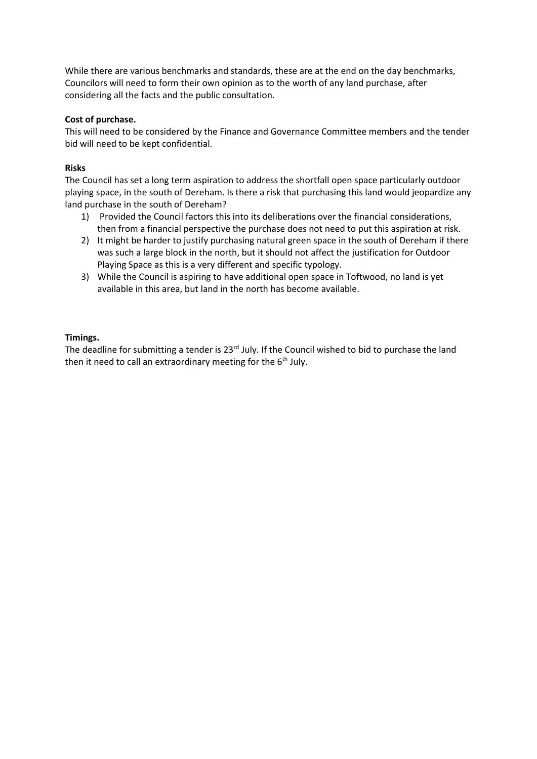While there are various benchmarks and standards, these are at the end on the day benchmarks, Councilors will need to form their own opinion as to the worth of any land purchase, after considering all the facts and the public consultation.

**Cost of purchase.**

This will need to be considered by the Finance and Governance Committee members and the tender bid will need to be kept confidential.

**Risks**

The Council has set a long term aspiration to address the shortfall open space particularly outdoor playing space, in the south of Dereham. Is there a risk that purchasing this land would jeopardize any land purchase in the south of Dereham?

1) Provided the Council factors this into its deliberations over the financial considerations, then from a financial perspective the purchase does not need to put this aspiration at risk.
2) It might be harder to justify purchasing natural green space in the south of Dereham if there was such a large block in the north, but it should not affect the justification for Outdoor Playing Space as this is a very different and specific typology.
3) While the Council is aspiring to have additional open space in Toftwood, no land is yet available in this area, but land in the north has become available.

**Timings.**

The deadline for submitting a tender is 23rd July. If the Council wished to bid to purchase the land then it need to call an extraordinary meeting for the 6th July.